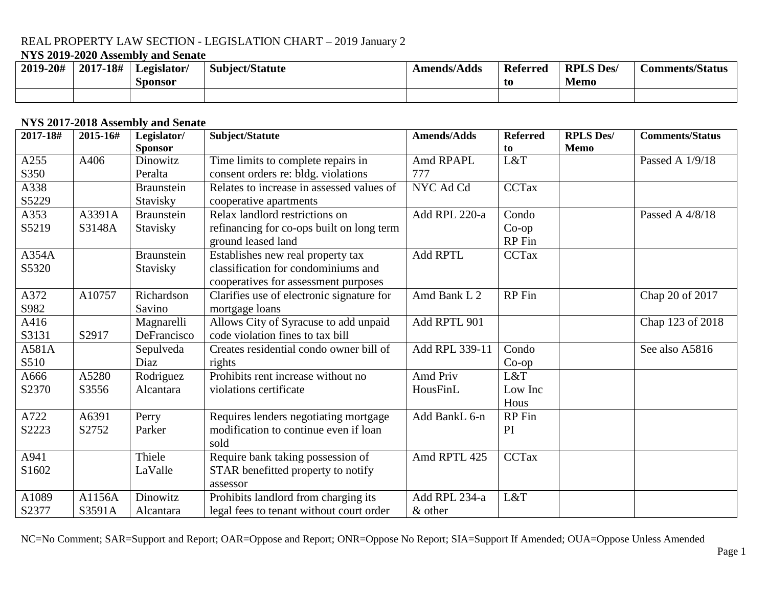REAL PROPERTY LAW SECTION - LEGISLATION CHART – 2019 January 2

**NYS 2019-2020 Assembly and Senate**

| 2019-20# | 2017-18# | Legislator/ Sponsor | Subject/Statute | Amends/Adds | Referred to | RPLS Des/ Memo | Comments/Status |
|---|---|---|---|---|---|---|---|
| | | | | | | | |

**NYS 2017-2018 Assembly and Senate**

| 2017-18# | 2015-16# | Legislator/ Sponsor | Subject/Statute | Amends/Adds | Referred to | RPLS Des/ Memo | Comments/Status |
|---|---|---|---|---|---|---|---|
| A255 S350 | A406 | Dinowitz Peralta | Time limits to complete repairs in consent orders re: bldg. violations | Amd RPAPL 777 | L&T | | Passed A 1/9/18 |
| A338 S5229 | | Braunstein Stavisky | Relates to increase in assessed values of cooperative apartments | NYC Ad Cd | CCTax | | |
| A353 S5219 | A3391A S3148A | Braunstein Stavisky | Relax landlord restrictions on refinancing for co-ops built on long term ground leased land | Add RPL 220-a | Condo Co-op RP Fin | | Passed A 4/8/18 |
| A354A S5320 | | Braunstein Stavisky | Establishes new real property tax classification for condominiums and cooperatives for assessment purposes | Add RPTL | CCTax | | |
| A372 S982 | A10757 | Richardson Savino | Clarifies use of electronic signature for mortgage loans | Amd Bank L 2 | RP Fin | | Chap 20 of 2017 |
| A416 S3131 | S2917 | Magnarelli DeFrancisco | Allows City of Syracuse to add unpaid code violation fines to tax bill | Add RPTL 901 | | | Chap 123 of 2018 |
| A581A S510 | | Sepulveda Diaz | Creates residential condo owner bill of rights | Add RPL 339-11 | Condo Co-op | | See also A5816 |
| A666 S2370 | A5280 S3556 | Rodriguez Alcantara | Prohibits rent increase without no violations certificate | Amd Priv HousFinL | L&T Low Inc Hous | | |
| A722 S2223 | A6391 S2752 | Perry Parker | Requires lenders negotiating mortgage modification to continue even if loan sold | Add BankL 6-n | RP Fin PI | | |
| A941 S1602 | | Thiele LaValle | Require bank taking possession of STAR benefitted property to notify assessor | Amd RPTL 425 | CCTax | | |
| A1089 S2377 | A1156A S3591A | Dinowitz Alcantara | Prohibits landlord from charging its legal fees to tenant without court order | Add RPL 234-a & other | L&T | | |

NC=No Comment; SAR=Support and Report; OAR=Oppose and Report; ONR=Oppose No Report; SIA=Support If Amended; OUA=Oppose Unless Amended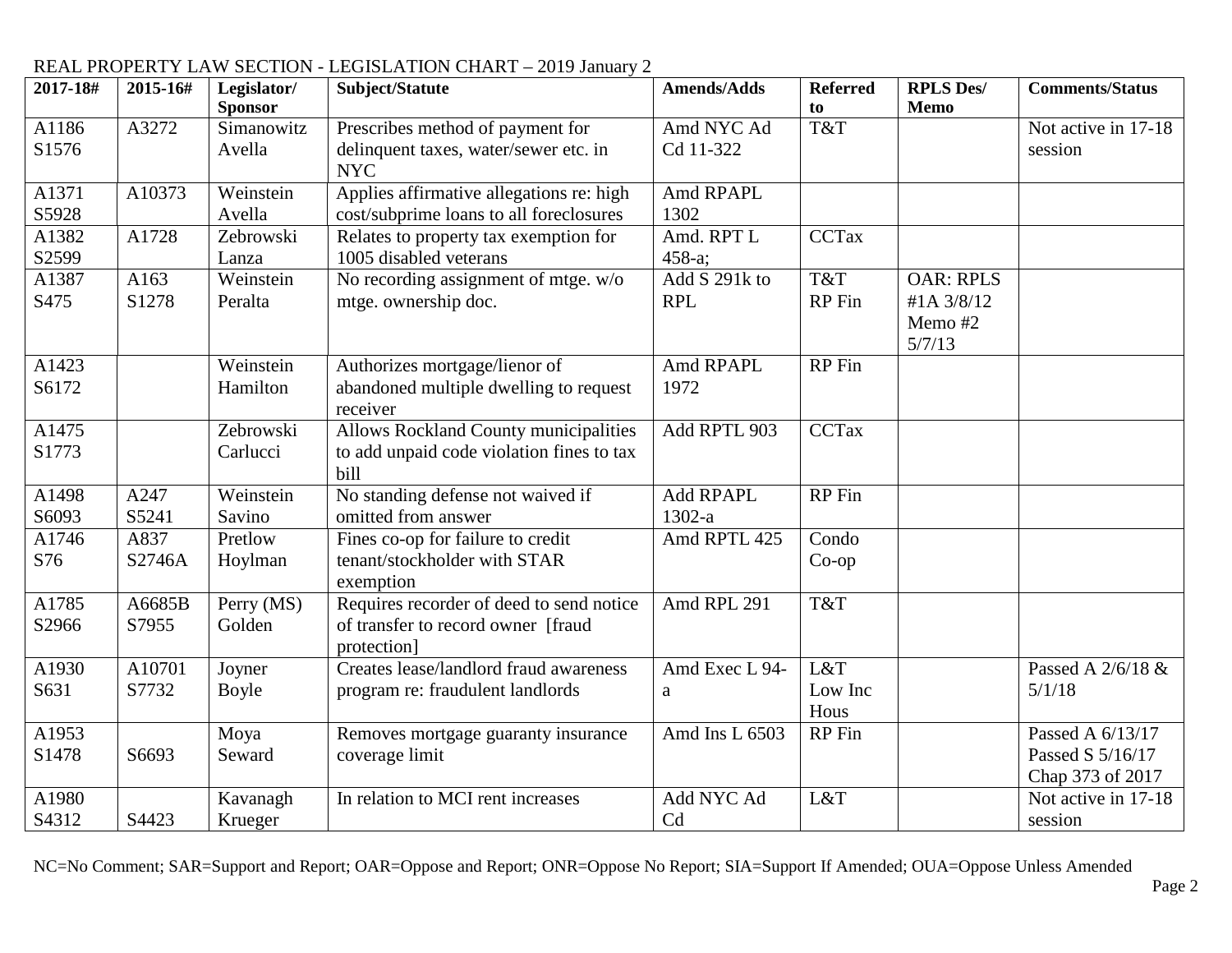REAL PROPERTY LAW SECTION - LEGISLATION CHART – 2019 January 2

| 2017-18# | 2015-16# | Legislator/ Sponsor | Subject/Statute | Amends/Adds | Referred to | RPLS Des/ Memo | Comments/Status |
|---|---|---|---|---|---|---|---|
| A1186 S1576 | A3272 | Simanowitz Avella | Prescribes method of payment for delinquent taxes, water/sewer etc. in NYC | Amd NYC Ad Cd 11-322 | T&T | | Not active in 17-18 session |
| A1371 S5928 | A10373 | Weinstein Avella | Applies affirmative allegations re: high cost/subprime loans to all foreclosures | Amd RPAPL 1302 | | | |
| A1382 S2599 | A1728 | Zebrowski Lanza | Relates to property tax exemption for 1005 disabled veterans | Amd. RPT L 458-a; | CCTax | | |
| A1387 S475 | A163 S1278 | Weinstein Peralta | No recording assignment of mtge. w/o mtge. ownership doc. | Add S 291k to RPL | T&T RP Fin | OAR: RPLS #1A 3/8/12 Memo #2 5/7/13 | |
| A1423 S6172 | | Weinstein Hamilton | Authorizes mortgage/lienor of abandoned multiple dwelling to request receiver | Amd RPAPL 1972 | RP Fin | | |
| A1475 S1773 | | Zebrowski Carlucci | Allows Rockland County municipalities to add unpaid code violation fines to tax bill | Add RPTL 903 | CCTax | | |
| A1498 S6093 | A247 S5241 | Weinstein Savino | No standing defense not waived if omitted from answer | Add RPAPL 1302-a | RP Fin | | |
| A1746 S76 | A837 S2746A | Pretlow Hoylman | Fines co-op for failure to credit tenant/stockholder with STAR exemption | Amd RPTL 425 | Condo Co-op | | |
| A1785 S2966 | A6685B S7955 | Perry (MS) Golden | Requires recorder of deed to send notice of transfer to record owner [fraud protection] | Amd RPL 291 | T&T | | |
| A1930 S631 | A10701 S7732 | Joyner Boyle | Creates lease/landlord fraud awareness program re: fraudulent landlords | Amd Exec L 94-a | L&T Low Inc Hous | | Passed A 2/6/18 & 5/1/18 |
| A1953 S1478 | S6693 | Moya Seward | Removes mortgage guaranty insurance coverage limit | Amd Ins L 6503 | RP Fin | | Passed A 6/13/17 Passed S 5/16/17 Chap 373 of 2017 |
| A1980 S4312 | S4423 | Kavanagh Krueger | In relation to MCI rent increases | Add NYC Ad Cd | L&T | | Not active in 17-18 session |

NC=No Comment; SAR=Support and Report; OAR=Oppose and Report; ONR=Oppose No Report; SIA=Support If Amended; OUA=Oppose Unless Amended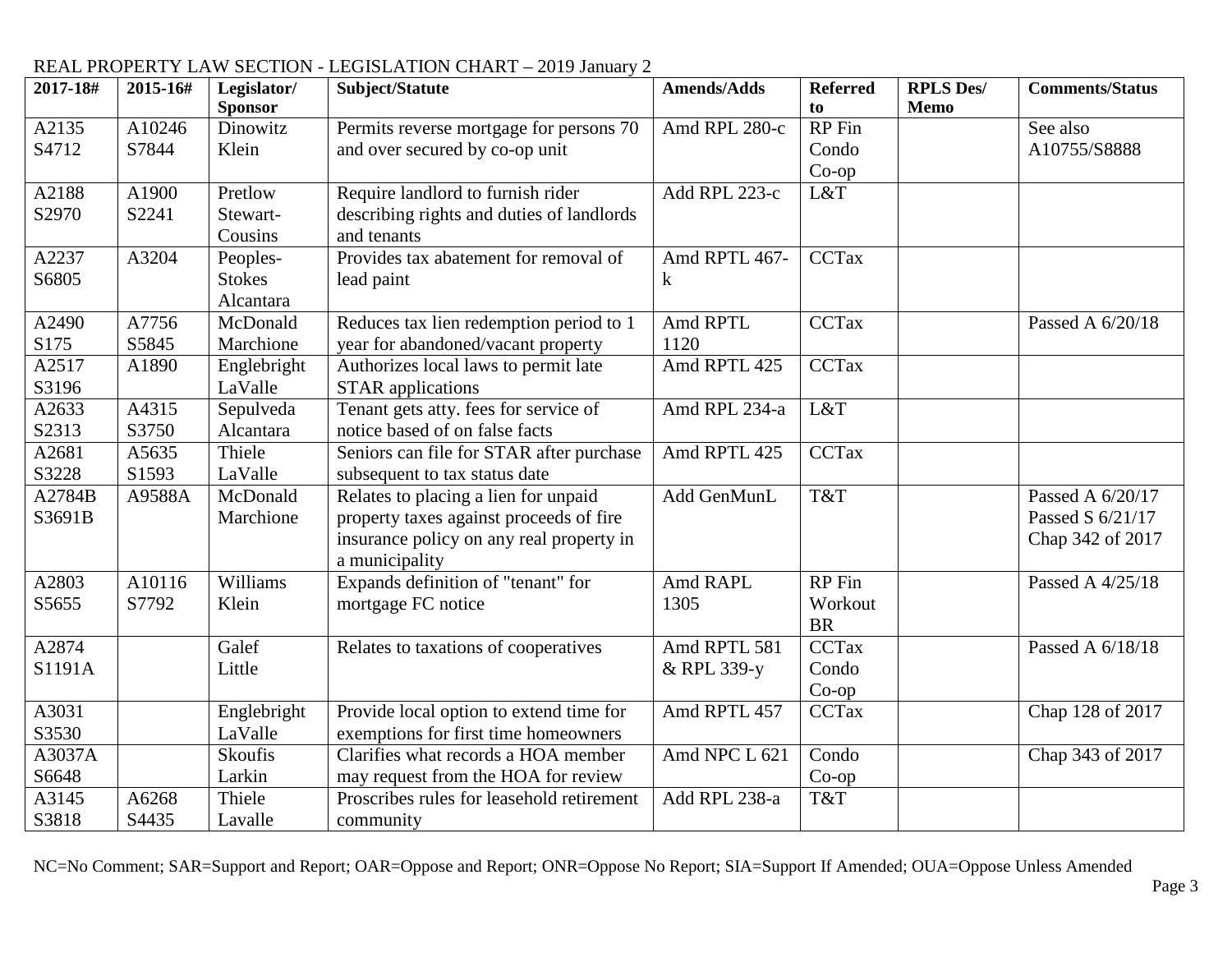REAL PROPERTY LAW SECTION - LEGISLATION CHART – 2019 January 2

| 2017-18# | 2015-16# | Legislator/ Sponsor | Subject/Statute | Amends/Adds | Referred to | RPLS Des/ Memo | Comments/Status |
|---|---|---|---|---|---|---|---|
| A2135 S4712 | A10246 S7844 | Dinowitz Klein | Permits reverse mortgage for persons 70 and over secured by co-op unit | Amd RPL 280-c | RP Fin Condo Co-op | | See also A10755/S8888 |
| A2188 S2970 | A1900 S2241 | Pretlow Stewart-Cousins | Require landlord to furnish rider describing rights and duties of landlords and tenants | Add RPL 223-c | L&T | | |
| A2237 S6805 | A3204 | Peoples-Stokes Alcantara | Provides tax abatement for removal of lead paint | Amd RPTL 467-k | CCTax | | |
| A2490 S175 | A7756 S5845 | McDonald Marchione | Reduces tax lien redemption period to 1 year for abandoned/vacant property | Amd RPTL 1120 | CCTax | | Passed A 6/20/18 |
| A2517 S3196 | A1890 | Englebright LaValle | Authorizes local laws to permit late STAR applications | Amd RPTL 425 | CCTax | | |
| A2633 S2313 | A4315 S3750 | Sepulveda Alcantara | Tenant gets atty. fees for service of notice based of on false facts | Amd RPL 234-a | L&T | | |
| A2681 S3228 | A5635 S1593 | Thiele LaValle | Seniors can file for STAR after purchase subsequent to tax status date | Amd RPTL 425 | CCTax | | |
| A2784B S3691B | A9588A | McDonald Marchione | Relates to placing a lien for unpaid property taxes against proceeds of fire insurance policy on any real property in a municipality | Add GenMunL | T&T | | Passed A 6/20/17 Passed S 6/21/17 Chap 342 of 2017 |
| A2803 S5655 | A10116 S7792 | Williams Klein | Expands definition of "tenant" for mortgage FC notice | Amd RAPL 1305 | RP Fin Workout BR | | Passed A 4/25/18 |
| A2874 S1191A | | Galef Little | Relates to taxations of cooperatives | Amd RPTL 581 & RPL 339-y | CCTax Condo Co-op | | Passed A 6/18/18 |
| A3031 S3530 | | Englebright LaValle | Provide local option to extend time for exemptions for first time homeowners | Amd RPTL 457 | CCTax | | Chap 128 of 2017 |
| A3037A S6648 | | Skoufis Larkin | Clarifies what records a HOA member may request from the HOA for review | Amd NPC L 621 | Condo Co-op | | Chap 343 of 2017 |
| A3145 S3818 | A6268 S4435 | Thiele Lavalle | Proscribes rules for leasehold retirement community | Add RPL 238-a | T&T | | |

NC=No Comment; SAR=Support and Report; OAR=Oppose and Report; ONR=Oppose No Report; SIA=Support If Amended; OUA=Oppose Unless Amended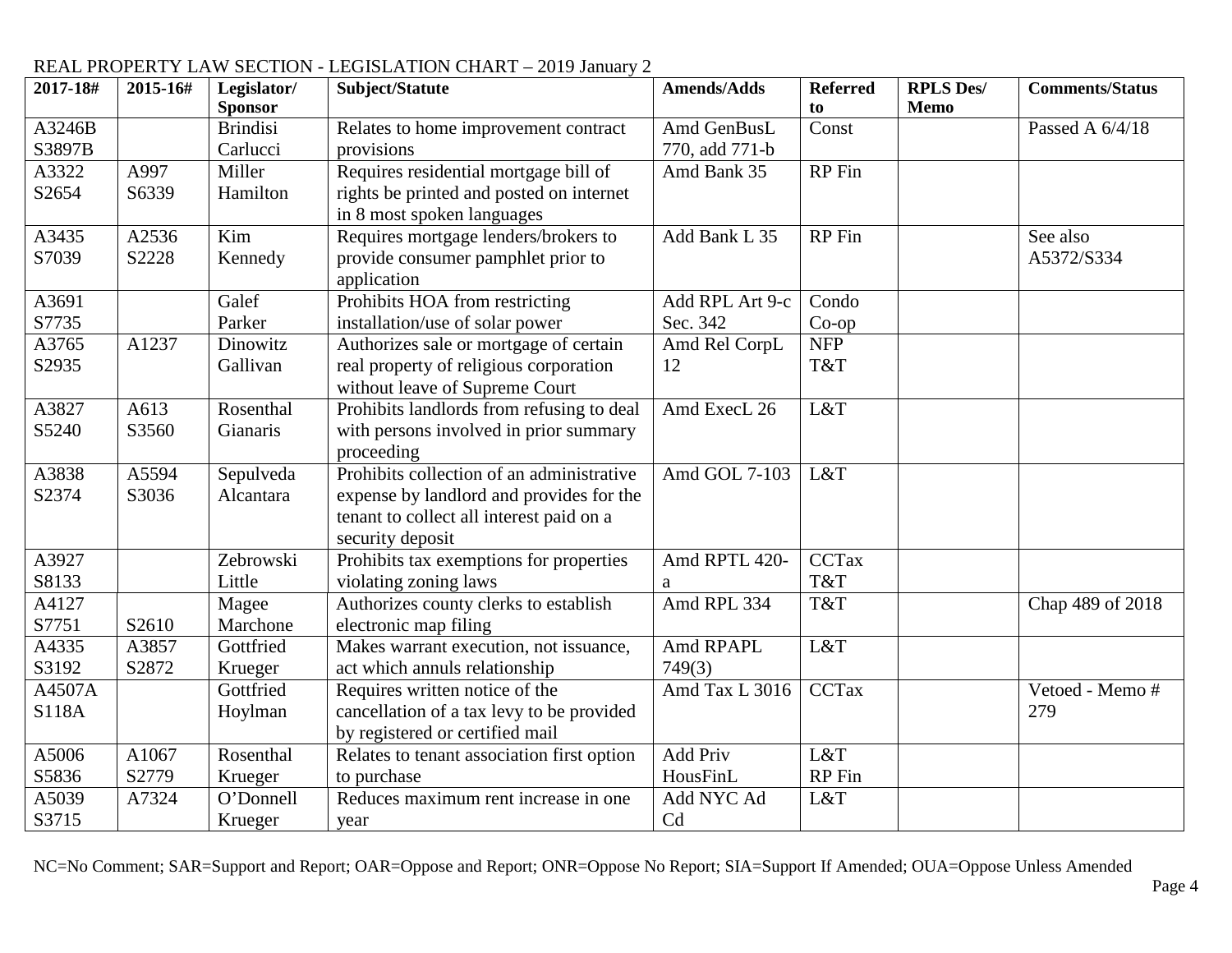REAL PROPERTY LAW SECTION - LEGISLATION CHART – 2019 January 2

| 2017-18# | 2015-16# | Legislator/ Sponsor | Subject/Statute | Amends/Adds | Referred to | RPLS Des/ Memo | Comments/Status |
|---|---|---|---|---|---|---|---|
| A3246B S3897B | | Brindisi Carlucci | Relates to home improvement contract provisions | Amd GenBusL 770, add 771-b | Const | | Passed A 6/4/18 |
| A3322 S2654 | A997 S6339 | Miller Hamilton | Requires residential mortgage bill of rights be printed and posted on internet in 8 most spoken languages | Amd Bank 35 | RP Fin | | |
| A3435 S7039 | A2536 S2228 | Kim Kennedy | Requires mortgage lenders/brokers to provide consumer pamphlet prior to application | Add Bank L 35 | RP Fin | | See also A5372/S334 |
| A3691 S7735 | | Galef Parker | Prohibits HOA from restricting installation/use of solar power | Add RPL Art 9-c Sec. 342 | Condo Co-op | | |
| A3765 S2935 | A1237 | Dinowitz Gallivan | Authorizes sale or mortgage of certain real property of religious corporation without leave of Supreme Court | Amd Rel CorpL 12 | NFP T&T | | |
| A3827 S5240 | A613 S3560 | Rosenthal Gianaris | Prohibits landlords from refusing to deal with persons involved in prior summary proceeding | Amd ExecL 26 | L&T | | |
| A3838 S2374 | A5594 S3036 | Sepulveda Alcantara | Prohibits collection of an administrative expense by landlord and provides for the tenant to collect all interest paid on a security deposit | Amd GOL 7-103 | L&T | | |
| A3927 S8133 | | Zebrowski Little | Prohibits tax exemptions for properties violating zoning laws | Amd RPTL 420-a | CCTax T&T | | |
| A4127 S7751 | S2610 | Magee Marchone | Authorizes county clerks to establish electronic map filing | Amd RPL 334 | T&T | | Chap 489 of 2018 |
| A4335 S3192 | A3857 S2872 | Gottfried Krueger | Makes warrant execution, not issuance, act which annuls relationship | Amd RPAPL 749(3) | L&T | | |
| A4507A S118A | | Gottfried Hoylman | Requires written notice of the cancellation of a tax levy to be provided by registered or certified mail | Amd Tax L 3016 | CCTax | | Vetoed - Memo # 279 |
| A5006 S5836 | A1067 S2779 | Rosenthal Krueger | Relates to tenant association first option to purchase | Add Priv HousFinL | L&T RP Fin | | |
| A5039 S3715 | A7324 | O'Donnell Krueger | Reduces maximum rent increase in one year | Add NYC Ad Cd | L&T | | |

NC=No Comment; SAR=Support and Report; OAR=Oppose and Report; ONR=Oppose No Report; SIA=Support If Amended; OUA=Oppose Unless Amended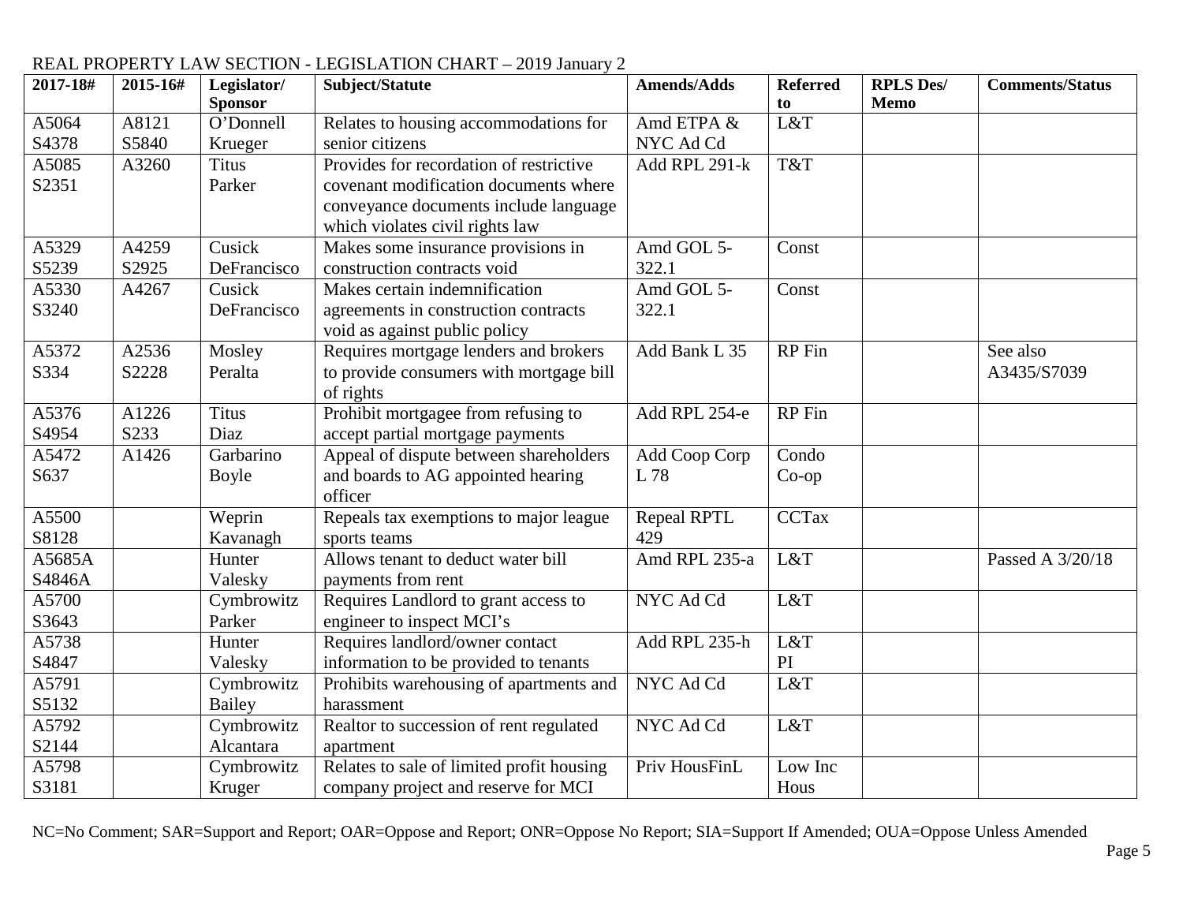REAL PROPERTY LAW SECTION - LEGISLATION CHART – 2019 January 2

| 2017-18# | 2015-16# | Legislator/ Sponsor | Subject/Statute | Amends/Adds | Referred to | RPLS Des/ Memo | Comments/Status |
|---|---|---|---|---|---|---|---|
| A5064 S4378 | A8121 S5840 | O'Donnell Krueger | Relates to housing accommodations for senior citizens | Amd ETPA & NYC Ad Cd | L&T | | |
| A5085 S2351 | A3260 | Titus Parker | Provides for recordation of restrictive covenant modification documents where conveyance documents include language which violates civil rights law | Add RPL 291-k | T&T | | |
| A5329 S5239 | A4259 S2925 | Cusick DeFrancisco | Makes some insurance provisions in construction contracts void | Amd GOL 5-322.1 | Const | | |
| A5330 S3240 | A4267 | Cusick DeFrancisco | Makes certain indemnification agreements in construction contracts void as against public policy | Amd GOL 5-322.1 | Const | | |
| A5372 S334 | A2536 S2228 | Mosley Peralta | Requires mortgage lenders and brokers to provide consumers with mortgage bill of rights | Add Bank L 35 | RP Fin | | See also A3435/S7039 |
| A5376 S4954 | A1226 S233 | Titus Diaz | Prohibit mortgagee from refusing to accept partial mortgage payments | Add RPL 254-e | RP Fin | | |
| A5472 S637 | A1426 | Garbarino Boyle | Appeal of dispute between shareholders and boards to AG appointed hearing officer | Add Coop Corp L 78 | Condo Co-op | | |
| A5500 S8128 | | Weprin Kavanagh | Repeals tax exemptions to major league sports teams | Repeal RPTL 429 | CCTax | | |
| A5685A S4846A | | Hunter Valesky | Allows tenant to deduct water bill payments from rent | Amd RPL 235-a | L&T | | Passed A 3/20/18 |
| A5700 S3643 | | Cymbrowitz Parker | Requires Landlord to grant access to engineer to inspect MCI's | NYC Ad Cd | L&T | | |
| A5738 S4847 | | Hunter Valesky | Requires landlord/owner contact information to be provided to tenants | Add RPL 235-h | L&T PI | | |
| A5791 S5132 | | Cymbrowitz Bailey | Prohibits warehousing of apartments and harassment | NYC Ad Cd | L&T | | |
| A5792 S2144 | | Cymbrowitz Alcantara | Realtor to succession of rent regulated apartment | NYC Ad Cd | L&T | | |
| A5798 S3181 | | Cymbrowitz Kruger | Relates to sale of limited profit housing company project and reserve for MCI | Priv HousFinL | Low Inc Hous | | |

NC=No Comment; SAR=Support and Report; OAR=Oppose and Report; ONR=Oppose No Report; SIA=Support If Amended; OUA=Oppose Unless Amended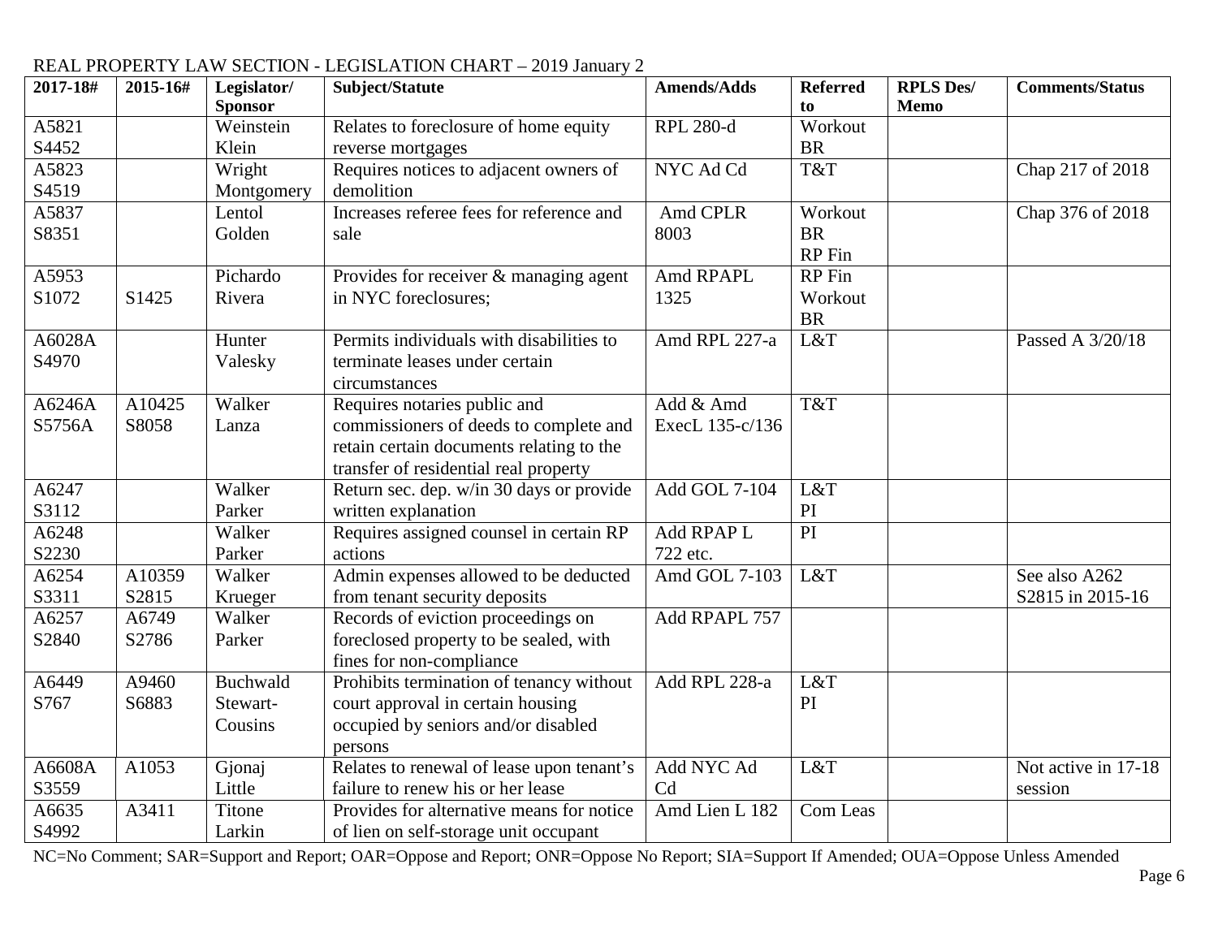REAL PROPERTY LAW SECTION - LEGISLATION CHART – 2019 January 2

| 2017-18# | 2015-16# | Legislator/ Sponsor | Subject/Statute | Amends/Adds | Referred to | RPLS Des/ Memo | Comments/Status |
|---|---|---|---|---|---|---|---|
| A5821 S4452 | | Weinstein Klein | Relates to foreclosure of home equity reverse mortgages | RPL 280-d | Workout BR | | |
| A5823 S4519 | | Wright Montgomery | Requires notices to adjacent owners of demolition | NYC Ad Cd | T&T | | Chap 217 of 2018 |
| A5837 S8351 | | Lentol Golden | Increases referee fees for reference and sale | Amd CPLR 8003 | Workout BR RP Fin | | Chap 376 of 2018 |
| A5953 S1072 | S1425 | Pichardo Rivera | Provides for receiver & managing agent in NYC foreclosures; | Amd RPAPL 1325 | RP Fin Workout BR | | |
| A6028A S4970 | | Hunter Valesky | Permits individuals with disabilities to terminate leases under certain circumstances | Amd RPL 227-a | L&T | | Passed A 3/20/18 |
| A6246A S5756A | A10425 S8058 | Walker Lanza | Requires notaries public and commissioners of deeds to complete and retain certain documents relating to the transfer of residential real property | Add & Amd ExecL 135-c/136 | T&T | | |
| A6247 S3112 | | Walker Parker | Return sec. dep. w/in 30 days or provide written explanation | Add GOL 7-104 | L&T PI | | |
| A6248 S2230 | | Walker Parker | Requires assigned counsel in certain RP actions | Add RPAP L 722 etc. | PI | | |
| A6254 S3311 | A10359 S2815 | Walker Krueger | Admin expenses allowed to be deducted from tenant security deposits | Amd GOL 7-103 | L&T | | See also A262 S2815 in 2015-16 |
| A6257 S2840 | A6749 S2786 | Walker Parker | Records of eviction proceedings on foreclosed property to be sealed, with fines for non-compliance | Add RPAPL 757 | | | |
| A6449 S767 | A9460 S6883 | Buchwald Stewart-Cousins | Prohibits termination of tenancy without court approval in certain housing occupied by seniors and/or disabled persons | Add RPL 228-a | L&T PI | | |
| A6608A S3559 | A1053 | Gjonaj Little | Relates to renewal of lease upon tenant's failure to renew his or her lease | Add NYC Ad Cd | L&T | | Not active in 17-18 session |
| A6635 S4992 | A3411 | Titone Larkin | Provides for alternative means for notice of lien on self-storage unit occupant | Amd Lien L 182 | Com Leas | | |

NC=No Comment; SAR=Support and Report; OAR=Oppose and Report; ONR=Oppose No Report; SIA=Support If Amended; OUA=Oppose Unless Amended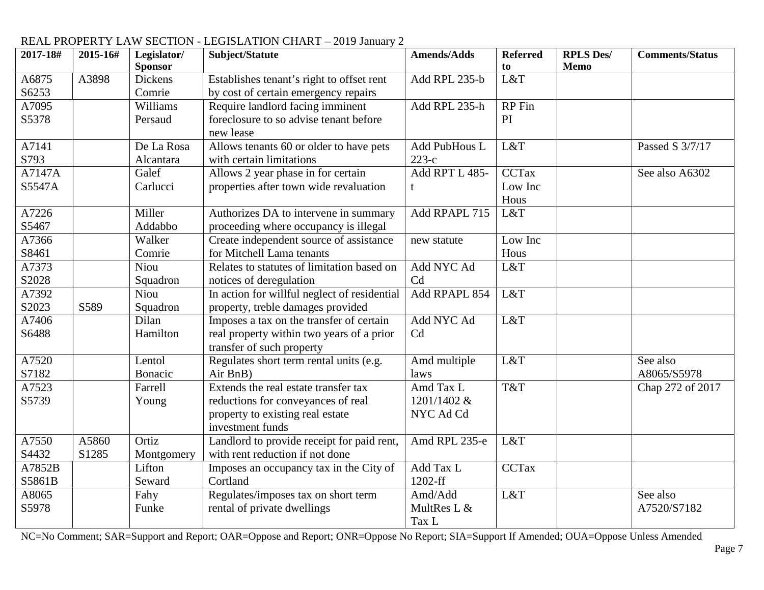REAL PROPERTY LAW SECTION - LEGISLATION CHART – 2019 January 2

| 2017-18# | 2015-16# | Legislator/ Sponsor | Subject/Statute | Amends/Adds | Referred to | RPLS Des/ Memo | Comments/Status |
|---|---|---|---|---|---|---|---|
| A6875 S6253 | A3898 | Dickens Comrie | Establishes tenant's right to offset rent by cost of certain emergency repairs | Add RPL 235-b | L&T | | |
| A7095 S5378 | | Williams Persaud | Require landlord facing imminent foreclosure to so advise tenant before new lease | Add RPL 235-h | RP Fin PI | | |
| A7141 S793 | | De La Rosa Alcantara | Allows tenants 60 or older to have pets with certain limitations | Add PubHous L 223-c | L&T | | Passed S 3/7/17 |
| A7147A S5547A | | Galef Carlucci | Allows 2 year phase in for certain properties after town wide revaluation | Add RPT L 485-t | CCTax Low Inc Hous | | See also A6302 |
| A7226 S5467 | | Miller Addabbo | Authorizes DA to intervene in summary proceeding where occupancy is illegal | Add RPAPL 715 | L&T | | |
| A7366 S8461 | | Walker Comrie | Create independent source of assistance for Mitchell Lama tenants | new statute | Low Inc Hous | | |
| A7373 S2028 | | Niou Squadron | Relates to statutes of limitation based on notices of deregulation | Add NYC Ad Cd | L&T | | |
| A7392 S2023 | S589 | Niou Squadron | In action for willful neglect of residential property, treble damages provided | Add RPAPL 854 | L&T | | |
| A7406 S6488 | | Dilan Hamilton | Imposes a tax on the transfer of certain real property within two years of a prior transfer of such property | Add NYC Ad Cd | L&T | | |
| A7520 S7182 | | Lentol Bonacic | Regulates short term rental units (e.g. Air BnB) | Amd multiple laws | L&T | | See also A8065/S5978 |
| A7523 S5739 | | Farrell Young | Extends the real estate transfer tax reductions for conveyances of real property to existing real estate investment funds | Amd Tax L 1201/1402 & NYC Ad Cd | T&T | | Chap 272 of 2017 |
| A7550 S4432 | A5860 S1285 | Ortiz Montgomery | Landlord to provide receipt for paid rent, with rent reduction if not done | Amd RPL 235-e | L&T | | |
| A7852B S5861B | | Lifton Seward | Imposes an occupancy tax in the City of Cortland | Add Tax L 1202-ff | CCTax | | |
| A8065 S5978 | | Fahy Funke | Regulates/imposes tax on short term rental of private dwellings | Amd/Add MultRes L & Tax L | L&T | | See also A7520/S7182 |

NC=No Comment; SAR=Support and Report; OAR=Oppose and Report; ONR=Oppose No Report; SIA=Support If Amended; OUA=Oppose Unless Amended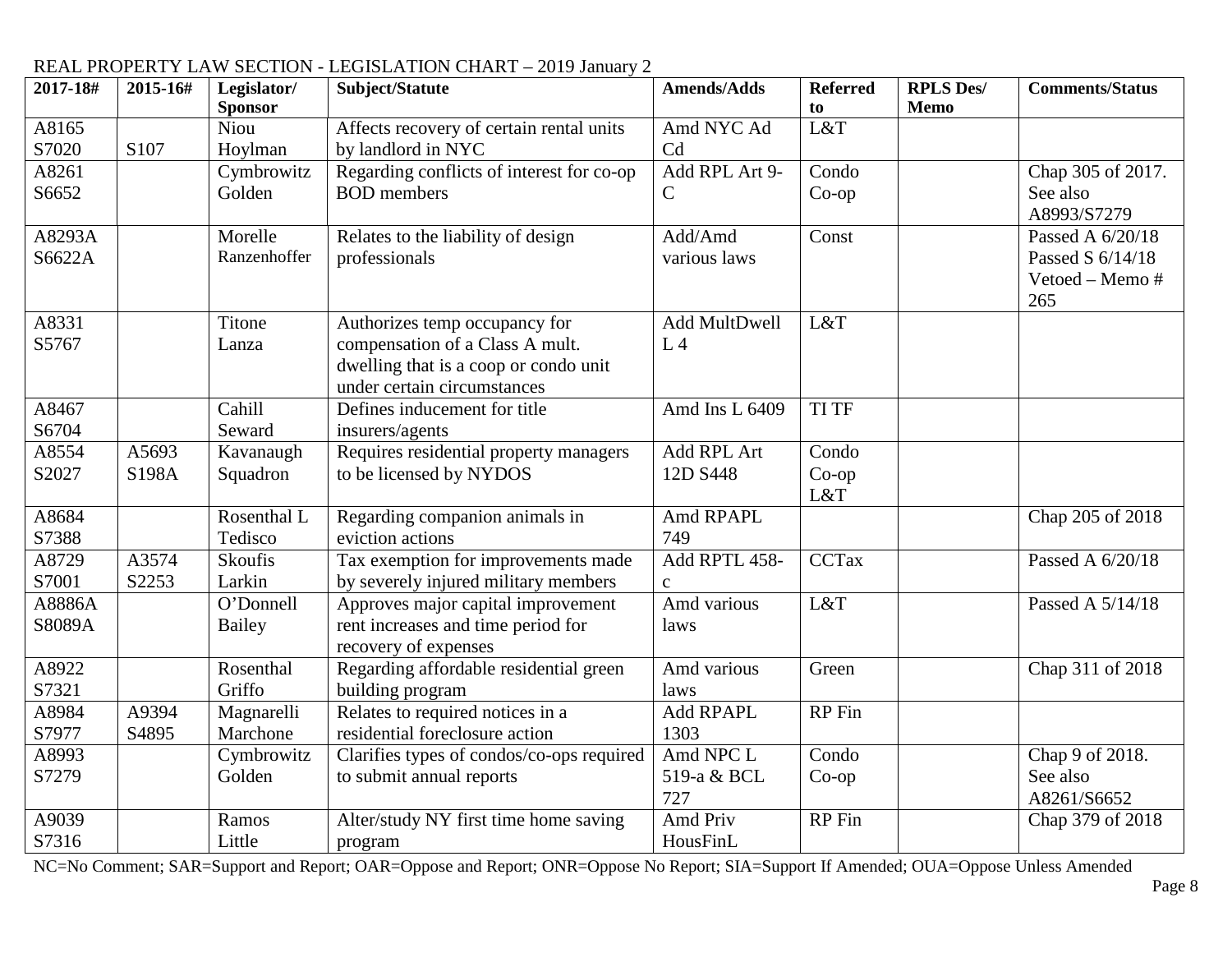REAL PROPERTY LAW SECTION - LEGISLATION CHART – 2019 January 2

| 2017-18# | 2015-16# | Legislator/ Sponsor | Subject/Statute | Amends/Adds | Referred to | RPLS Des/ Memo | Comments/Status |
|---|---|---|---|---|---|---|---|
| A8165 S7020 | S107 | Niou Hoylman | Affects recovery of certain rental units by landlord in NYC | Amd NYC Ad Cd | L&T | | |
| A8261 S6652 | | Cymbrowitz Golden | Regarding conflicts of interest for co-op BOD members | Add RPL Art 9-C | Condo Co-op | | Chap 305 of 2017. See also A8993/S7279 |
| A8293A S6622A | | Morelle Ranzenhoffer | Relates to the liability of design professionals | Add/Amd various laws | Const | | Passed A 6/20/18 Passed S 6/14/18 Vetoed – Memo # 265 |
| A8331 S5767 | | Titone Lanza | Authorizes temp occupancy for compensation of a Class A mult. dwelling that is a coop or condo unit under certain circumstances | Add MultDwell L 4 | L&T | | |
| A8467 S6704 | | Cahill Seward | Defines inducement for title insurers/agents | Amd Ins L 6409 | TI TF | | |
| A8554 S2027 | A5693 S198A | Kavanaugh Squadron | Requires residential property managers to be licensed by NYDOS | Add RPL Art 12D S448 | Condo Co-op L&T | | |
| A8684 S7388 | | Rosenthal L Tedisco | Regarding companion animals in eviction actions | Amd RPAPL 749 | | | Chap 205 of 2018 |
| A8729 S7001 | A3574 S2253 | Skoufis Larkin | Tax exemption for improvements made by severely injured military members | Add RPTL 458-c | CCTax | | Passed A 6/20/18 |
| A8886A S8089A | | O'Donnell Bailey | Approves major capital improvement rent increases and time period for recovery of expenses | Amd various laws | L&T | | Passed A 5/14/18 |
| A8922 S7321 | | Rosenthal Griffo | Regarding affordable residential green building program | Amd various laws | Green | | Chap 311 of 2018 |
| A8984 S7977 | A9394 S4895 | Magnarelli Marchone | Relates to required notices in a residential foreclosure action | Add RPAPL 1303 | RP Fin | | |
| A8993 S7279 | | Cymbrowitz Golden | Clarifies types of condos/co-ops required to submit annual reports | Amd NPC L 519-a & BCL 727 | Condo Co-op | | Chap 9 of 2018. See also A8261/S6652 |
| A9039 S7316 | | Ramos Little | Alter/study NY first time home saving program | Amd Priv HousFinL | RP Fin | | Chap 379 of 2018 |

NC=No Comment; SAR=Support and Report; OAR=Oppose and Report; ONR=Oppose No Report; SIA=Support If Amended; OUA=Oppose Unless Amended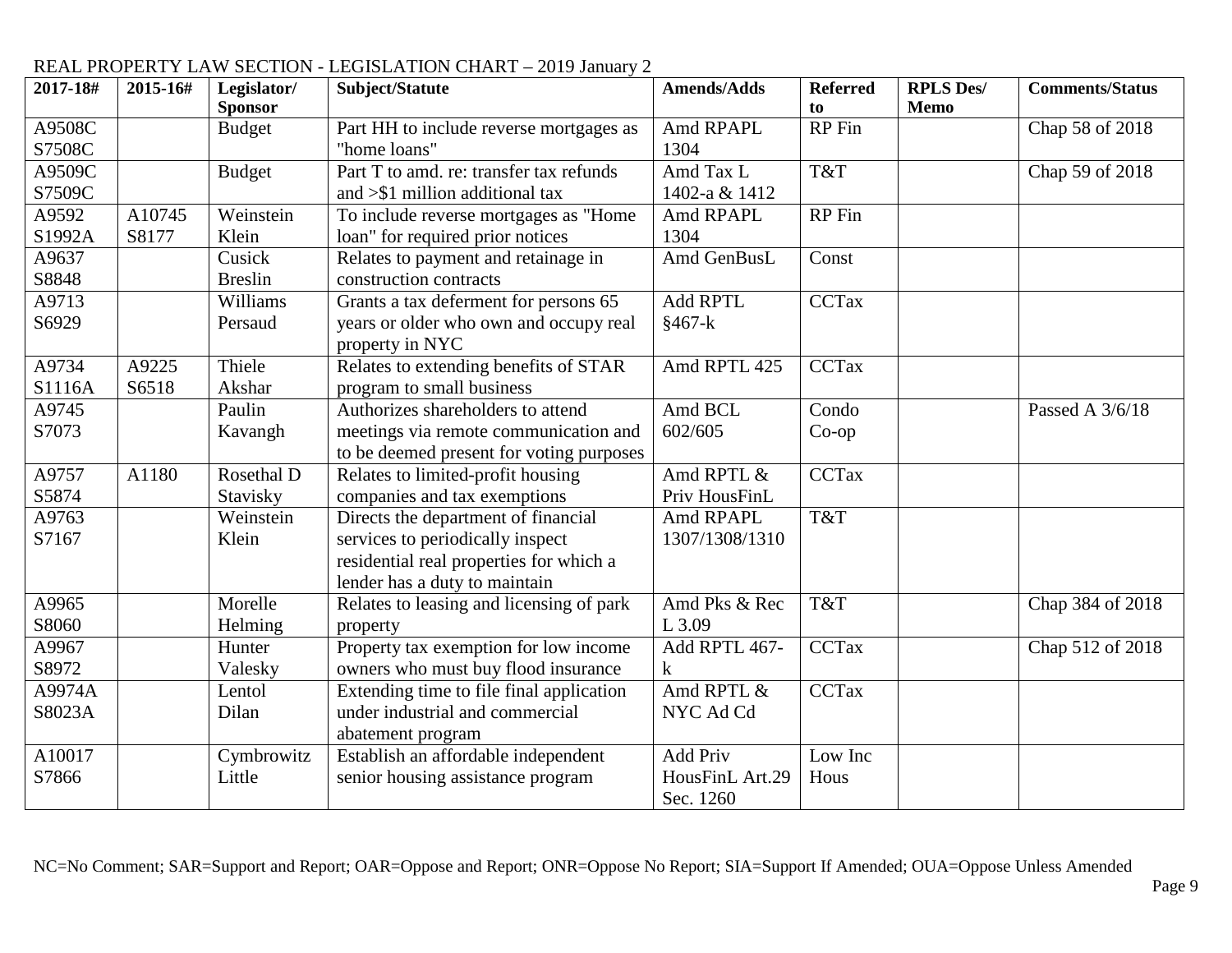REAL PROPERTY LAW SECTION - LEGISLATION CHART – 2019 January 2

| 2017-18# | 2015-16# | Legislator/ Sponsor | Subject/Statute | Amends/Adds | Referred to | RPLS Des/ Memo | Comments/Status |
|---|---|---|---|---|---|---|---|
| A9508C S7508C | | Budget | Part HH to include reverse mortgages as "home loans" | Amd RPAPL 1304 | RP Fin | | Chap 58 of 2018 |
| A9509C S7509C | | Budget | Part T to amd. re: transfer tax refunds and >$1 million additional tax | Amd Tax L 1402-a & 1412 | T&T | | Chap 59 of 2018 |
| A9592 S1992A | A10745 S8177 | Weinstein Klein | To include reverse mortgages as "Home loan" for required prior notices | Amd RPAPL 1304 | RP Fin | | |
| A9637 S8848 | | Cusick Breslin | Relates to payment and retainage in construction contracts | Amd GenBusL | Const | | |
| A9713 S6929 | | Williams Persaud | Grants a tax deferment for persons 65 years or older who own and occupy real property in NYC | Add RPTL §467-k | CCTax | | |
| A9734 S1116A | A9225 S6518 | Thiele Akshar | Relates to extending benefits of STAR program to small business | Amd RPTL 425 | CCTax | | |
| A9745 S7073 | | Paulin Kavangh | Authorizes shareholders to attend meetings via remote communication and to be deemed present for voting purposes | Amd BCL 602/605 | Condo Co-op | | Passed A 3/6/18 |
| A9757 S5874 | A1180 | Rosethal D Stavisky | Relates to limited-profit housing companies and tax exemptions | Amd RPTL & Priv HousFinL | CCTax | | |
| A9763 S7167 | | Weinstein Klein | Directs the department of financial services to periodically inspect residential real properties for which a lender has a duty to maintain | Amd RPAPL 1307/1308/1310 | T&T | | |
| A9965 S8060 | | Morelle Helming | Relates to leasing and licensing of park property | Amd Pks & Rec L 3.09 | T&T | | Chap 384 of 2018 |
| A9967 S8972 | | Hunter Valesky | Property tax exemption for low income owners who must buy flood insurance | Add RPTL 467-k | CCTax | | Chap 512 of 2018 |
| A9974A S8023A | | Lentol Dilan | Extending time to file final application under industrial and commercial abatement program | Amd RPTL & NYC Ad Cd | CCTax | | |
| A10017 S7866 | | Cymbrowitz Little | Establish an affordable independent senior housing assistance program | Add Priv HousFinL Art.29 Sec. 1260 | Low Inc Hous | | |

NC=No Comment; SAR=Support and Report; OAR=Oppose and Report; ONR=Oppose No Report; SIA=Support If Amended; OUA=Oppose Unless Amended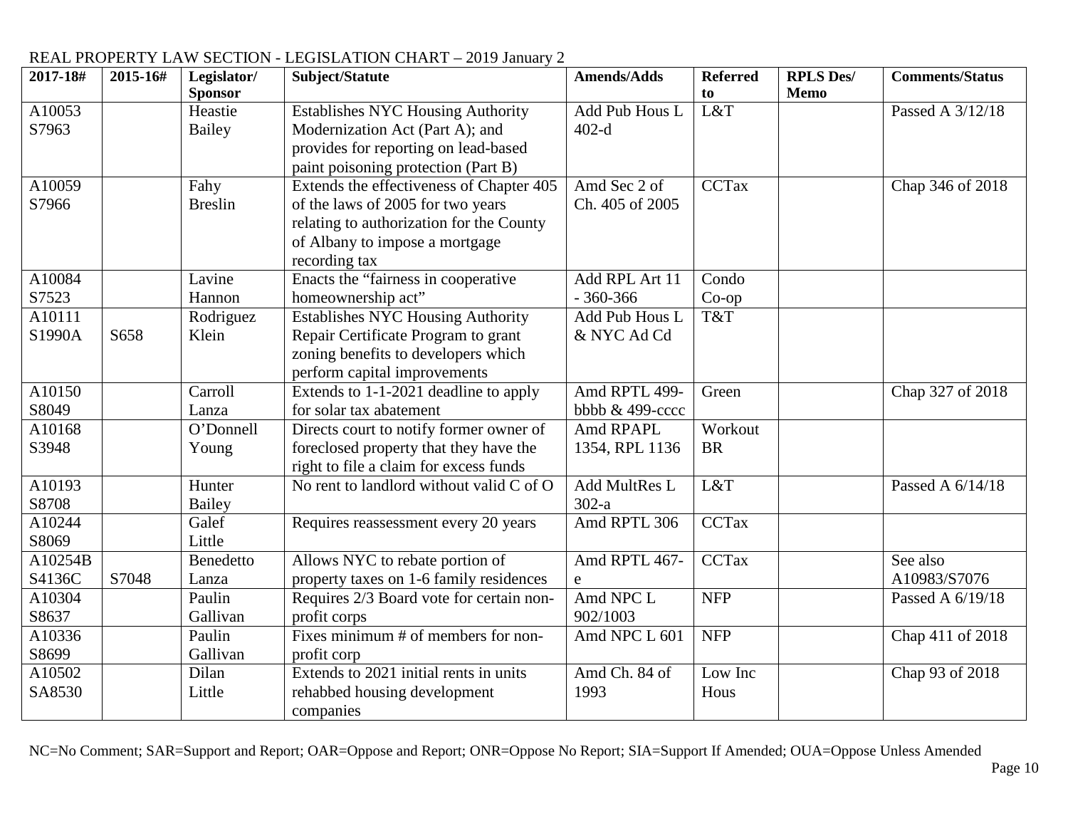REAL PROPERTY LAW SECTION - LEGISLATION CHART – 2019 January 2

| 2017-18# | 2015-16# | Legislator/ Sponsor | Subject/Statute | Amends/Adds | Referred to | RPLS Des/ Memo | Comments/Status |
|---|---|---|---|---|---|---|---|
| A10053 S7963 | | Heastie Bailey | Establishes NYC Housing Authority Modernization Act (Part A); and provides for reporting on lead-based paint poisoning protection (Part B) | Add Pub Hous L 402-d | L&T | | Passed A 3/12/18 |
| A10059 S7966 | | Fahy Breslin | Extends the effectiveness of Chapter 405 of the laws of 2005 for two years relating to authorization for the County of Albany to impose a mortgage recording tax | Amd Sec 2 of Ch. 405 of 2005 | CCTax | | Chap 346 of 2018 |
| A10084 S7523 | | Lavine Hannon | Enacts the "fairness in cooperative homeownership act" | Add RPL Art 11 - 360-366 | Condo Co-op | | |
| A10111 S1990A | S658 | Rodriguez Klein | Establishes NYC Housing Authority Repair Certificate Program to grant zoning benefits to developers which perform capital improvements | Add Pub Hous L & NYC Ad Cd | T&T | | |
| A10150 S8049 | | Carroll Lanza | Extends to 1-1-2021 deadline to apply for solar tax abatement | Amd RPTL 499-bbbb & 499-cccc | Green | | Chap 327 of 2018 |
| A10168 S3948 | | O'Donnell Young | Directs court to notify former owner of foreclosed property that they have the right to file a claim for excess funds | Amd RPAPL 1354, RPL 1136 | Workout BR | | |
| A10193 S8708 | | Hunter Bailey | No rent to landlord without valid C of O | Add MultRes L 302-a | L&T | | Passed A 6/14/18 |
| A10244 S8069 | | Galef Little | Requires reassessment every 20 years | Amd RPTL 306 | CCTax | | |
| A10254B S4136C | S7048 | Benedetto Lanza | Allows NYC to rebate portion of property taxes on 1-6 family residences | Amd RPTL 467-e | CCTax | | See also A10983/S7076 |
| A10304 S8637 | | Paulin Gallivan | Requires 2/3 Board vote for certain non-profit corps | Amd NPC L 902/1003 | NFP | | Passed A 6/19/18 |
| A10336 S8699 | | Paulin Gallivan | Fixes minimum # of members for non-profit corp | Amd NPC L 601 | NFP | | Chap 411 of 2018 |
| A10502 SA8530 | | Dilan Little | Extends to 2021 initial rents in units rehabbed housing development companies | Amd Ch. 84 of 1993 | Low Inc Hous | | Chap 93 of 2018 |

NC=No Comment; SAR=Support and Report; OAR=Oppose and Report; ONR=Oppose No Report; SIA=Support If Amended; OUA=Oppose Unless Amended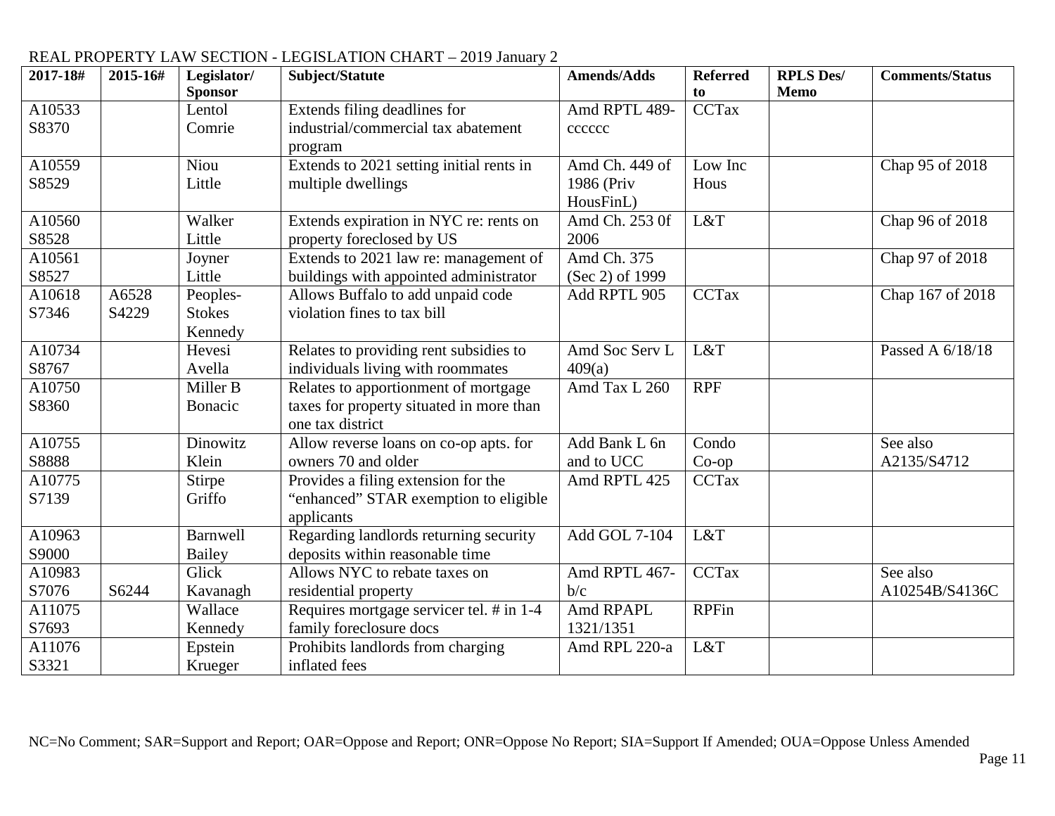REAL PROPERTY LAW SECTION - LEGISLATION CHART – 2019 January 2

| 2017-18# | 2015-16# | Legislator/ Sponsor | Subject/Statute | Amends/Adds | Referred to | RPLS Des/ Memo | Comments/Status |
|---|---|---|---|---|---|---|---|
| A10533 S8370 | | Lentol Comrie | Extends filing deadlines for industrial/commercial tax abatement program | Amd RPTL 489-cccccc | CCTax | | |
| A10559 S8529 | | Niou Little | Extends to 2021 setting initial rents in multiple dwellings | Amd Ch. 449 of 1986 (Priv HousFinL) | Low Inc Hous | | Chap 95 of 2018 |
| A10560 S8528 | | Walker Little | Extends expiration in NYC re: rents on property foreclosed by US | Amd Ch. 253 0f 2006 | L&T | | Chap 96 of 2018 |
| A10561 S8527 | | Joyner Little | Extends to 2021 law re: management of buildings with appointed administrator | Amd Ch. 375 (Sec 2) of 1999 | | | Chap 97 of 2018 |
| A10618 S7346 | A6528 S4229 | Peoples-Stokes Kennedy | Allows Buffalo to add unpaid code violation fines to tax bill | Add RPTL 905 | CCTax | | Chap 167 of 2018 |
| A10734 S8767 | | Hevesi Avella | Relates to providing rent subsidies to individuals living with roommates | Amd Soc Serv L 409(a) | L&T | | Passed A 6/18/18 |
| A10750 S8360 | | Miller B Bonacic | Relates to apportionment of mortgage taxes for property situated in more than one tax district | Amd Tax L 260 | RPF | | |
| A10755 S8888 | | Dinowitz Klein | Allow reverse loans on co-op apts. for owners 70 and older | Add Bank L 6n and to UCC | Condo Co-op | | See also A2135/S4712 |
| A10775 S7139 | | Stirpe Griffo | Provides a filing extension for the “enhanced” STAR exemption to eligible applicants | Amd RPTL 425 | CCTax | | |
| A10963 S9000 | | Barnwell Bailey | Regarding landlords returning security deposits within reasonable time | Add GOL 7-104 | L&T | | |
| A10983 S7076 | S6244 | Glick Kavanagh | Allows NYC to rebate taxes on residential property | Amd RPTL 467-b/c | CCTax | | See also A10254B/S4136C |
| A11075 S7693 | | Wallace Kennedy | Requires mortgage servicer tel. # in 1-4 family foreclosure docs | Amd RPAPL 1321/1351 | RPFin | | |
| A11076 S3321 | | Epstein Krueger | Prohibits landlords from charging inflated fees | Amd RPL 220-a | L&T | | |

NC=No Comment; SAR=Support and Report; OAR=Oppose and Report; ONR=Oppose No Report; SIA=Support If Amended; OUA=Oppose Unless Amended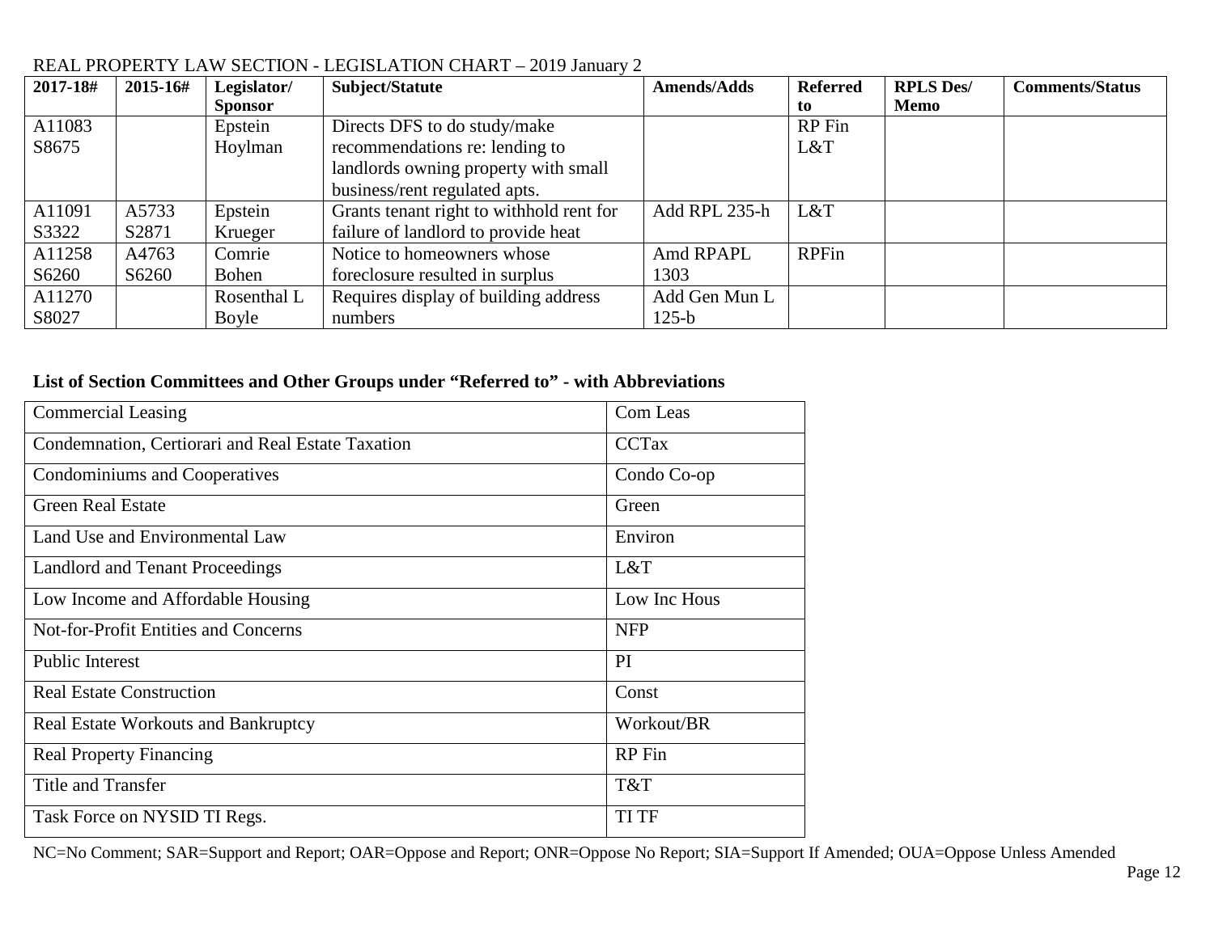REAL PROPERTY LAW SECTION - LEGISLATION CHART – 2019 January 2

| 2017-18# | 2015-16# | Legislator/ Sponsor | Subject/Statute | Amends/Adds | Referred to | RPLS Des/ Memo | Comments/Status |
|---|---|---|---|---|---|---|---|
| A11083 S8675 | | Epstein Hoylman | Directs DFS to do study/make recommendations re: lending to landlords owning property with small business/rent regulated apts. | | RP Fin L&T | | |
| A11091 S3322 | A5733 S2871 | Epstein Krueger | Grants tenant right to withhold rent for failure of landlord to provide heat | Add RPL 235-h | L&T | | |
| A11258 S6260 | A4763 S6260 | Comrie Bohen | Notice to homeowners whose foreclosure resulted in surplus | Amd RPAPL 1303 | RPFin | | |
| A11270 S8027 | | Rosenthal L Boyle | Requires display of building address numbers | Add Gen Mun L 125-b | | | |

**List of Section Committees and Other Groups under "Referred to" - with Abbreviations**

| | |
|---|---|
| Commercial Leasing | Com Leas |
| Condemnation, Certiorari and Real Estate Taxation | CCTax |
| Condominiums and Cooperatives | Condo Co-op |
| Green Real Estate | Green |
| Land Use and Environmental Law | Environ |
| Landlord and Tenant Proceedings | L&T |
| Low Income and Affordable Housing | Low Inc Hous |
| Not-for-Profit Entities and Concerns | NFP |
| Public Interest | PI |
| Real Estate Construction | Const |
| Real Estate Workouts and Bankruptcy | Workout/BR |
| Real Property Financing | RP Fin |
| Title and Transfer | T&T |
| Task Force on NYSID TI Regs. | TI TF |

NC=No Comment; SAR=Support and Report; OAR=Oppose and Report; ONR=Oppose No Report; SIA=Support If Amended; OUA=Oppose Unless Amended